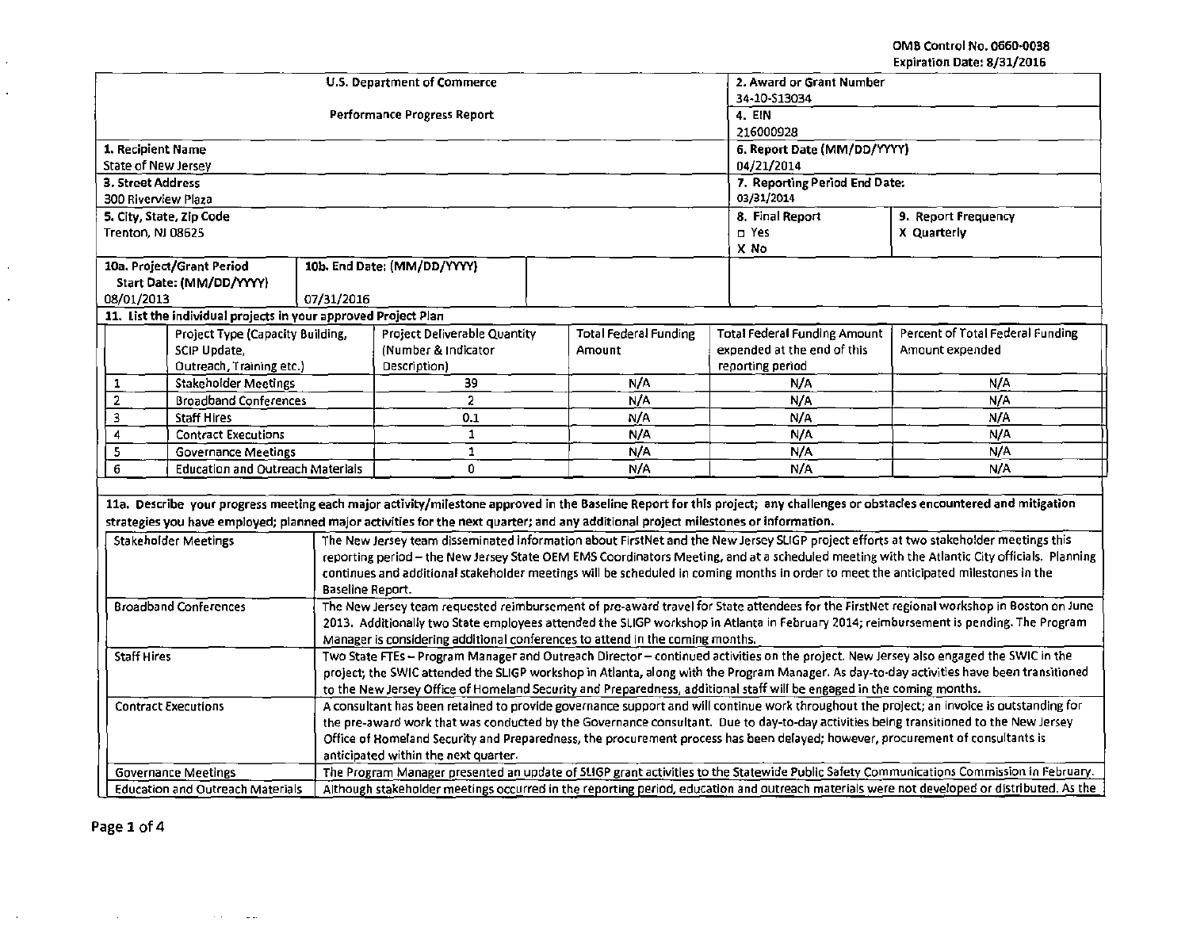OMB Control No. 0660-0038
Expiration Date: 8/31/2016

| U.S. Department of Commerce | 2. Award or Grant Number |
|---|---|
| Performance Progress Report | 34-10-S13034 |
| | 4. EIN 216000928 |
| 1. Recipient Name: State of New Jersey | 6. Report Date (MM/DD/YYYY) 04/21/2014 |
| 3. Street Address: 300 Riverview Plaza | 7. Reporting Period End Date: 03/31/2014 |
| 5. City, State, Zip Code: Trenton, NJ 08625 | 8. Final Report: □ Yes X No — 9. Report Frequency: X Quarterly |
| 10a. Project/Grant Period Start Date: (MM/DD/YYYY) 08/01/2013 | 10b. End Date: (MM/DD/YYYY) 07/31/2016 |

**11. List the individual projects in your approved Project Plan**

| | Project Type (Capacity Building, SCIP Update, Outreach, Training etc.) | Project Deliverable Quantity (Number & Indicator Description) | Total Federal Funding Amount | Total Federal Funding Amount expended at the end of this reporting period | Percent of Total Federal Funding Amount expended |
|---|---|---|---|---|---|
| 1 | Stakeholder Meetings | 39 | N/A | N/A | N/A |
| 2 | Broadband Conferences | 2 | N/A | N/A | N/A |
| 3 | Staff Hires | 0.1 | N/A | N/A | N/A |
| 4 | Contract Executions | 1 | N/A | N/A | N/A |
| 5 | Governance Meetings | 1 | N/A | N/A | N/A |
| 6 | Education and Outreach Materials | 0 | N/A | N/A | N/A |

**11a. Describe your progress meeting each major activity/milestone approved in the Baseline Report for this project; any challenges or obstacles encountered and mitigation strategies you have employed; planned major activities for the next quarter; and any additional project milestones or information.**

| | |
|---|---|
| Stakeholder Meetings | The New Jersey team disseminated information about FirstNet and the New Jersey SLIGP project efforts at two stakeholder meetings this reporting period – the New Jersey State OEM EMS Coordinators Meeting, and at a scheduled meeting with the Atlantic City officials. Planning continues and additional stakeholder meetings will be scheduled in coming months in order to meet the anticipated milestones in the Baseline Report. |
| Broadband Conferences | The New Jersey team requested reimbursement of pre-award travel for State attendees for the FirstNet regional workshop in Boston on June 2013. Additionally two State employees attended the SLIGP workshop in Atlanta in February 2014; reimbursement is pending. The Program Manager is considering additional conferences to attend in the coming months. |
| Staff Hires | Two State FTEs – Program Manager and Outreach Director – continued activities on the project. New Jersey also engaged the SWIC in the project; the SWIC attended the SLIGP workshop in Atlanta, along with the Program Manager. As day-to-day activities have been transitioned to the New Jersey Office of Homeland Security and Preparedness, additional staff will be engaged in the coming months. |
| Contract Executions | A consultant has been retained to provide governance support and will continue work throughout the project; an invoice is outstanding for the pre-award work that was conducted by the Governance consultant. Due to day-to-day activities being transitioned to the New Jersey Office of Homeland Security and Preparedness, the procurement process has been delayed; however, procurement of consultants is anticipated within the next quarter. |
| Governance Meetings | The Program Manager presented an update of SLIGP grant activities to the Statewide Public Safety Communications Commission in February. |
| Education and Outreach Materials | Although stakeholder meetings occurred in the reporting period, education and outreach materials were not developed or distributed. As the |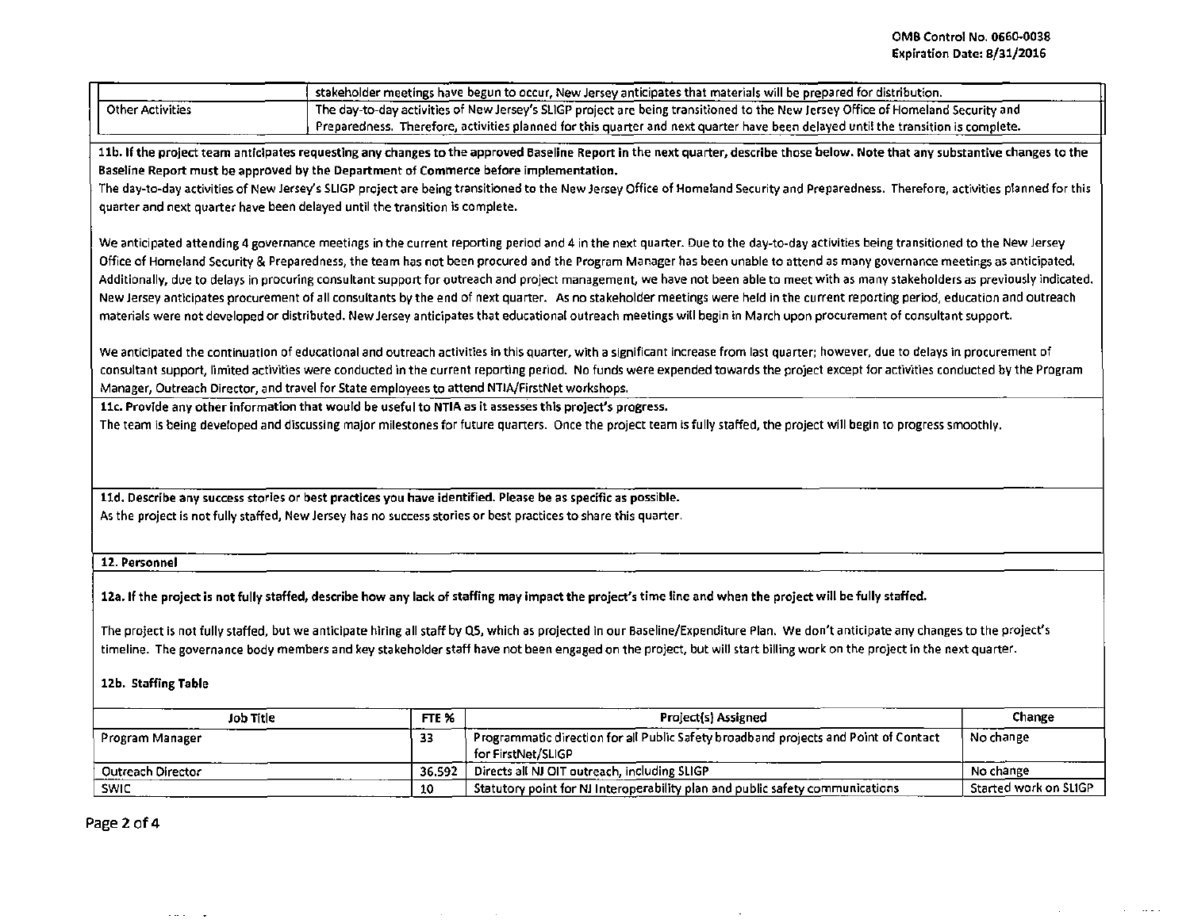| | |
|---|---|
| | stakeholder meetings have begun to occur, New Jersey anticipates that materials will be prepared for distribution. |
| Other Activities | The day-to-day activities of New Jersey's SLIGP project are being transitioned to the New Jersey Office of Homeland Security and Preparedness. Therefore, activities planned for this quarter and next quarter have been delayed until the transition is complete. |

**11b. If the project team anticipates requesting any changes to the approved Baseline Report in the next quarter, describe those below. Note that any substantive changes to the Baseline Report must be approved by the Department of Commerce before implementation.**

The day-to-day activities of New Jersey's SLIGP project are being transitioned to the New Jersey Office of Homeland Security and Preparedness. Therefore, activities planned for this quarter and next quarter have been delayed until the transition is complete.

We anticipated attending 4 governance meetings in the current reporting period and 4 in the next quarter. Due to the day-to-day activities being transitioned to the New Jersey Office of Homeland Security & Preparedness, the team has not been procured and the Program Manager has been unable to attend as many governance meetings as anticipated. Additionally, due to delays in procuring consultant support for outreach and project management, we have not been able to meet with as many stakeholders as previously indicated. New Jersey anticipates procurement of all consultants by the end of next quarter. As no stakeholder meetings were held in the current reporting period, education and outreach materials were not developed or distributed. New Jersey anticipates that educational outreach meetings will begin in March upon procurement of consultant support.

We anticipated the continuation of educational and outreach activities in this quarter, with a significant increase from last quarter; however, due to delays in procurement of consultant support, limited activities were conducted in the current reporting period. No funds were expended towards the project except for activities conducted by the Program Manager, Outreach Director, and travel for State employees to attend NTIA/FirstNet workshops.

**11c. Provide any other information that would be useful to NTIA as it assesses this project's progress.**

The team is being developed and discussing major milestones for future quarters. Once the project team is fully staffed, the project will begin to progress smoothly.

**11d. Describe any success stories or best practices you have identified. Please be as specific as possible.**

As the project is not fully staffed, New Jersey has no success stories or best practices to share this quarter.

**12. Personnel**

**12a. If the project is not fully staffed, describe how any lack of staffing may impact the project's time line and when the project will be fully staffed.**

The project is not fully staffed, but we anticipate hiring all staff by Q5, which as projected in our Baseline/Expenditure Plan. We don't anticipate any changes to the project's timeline. The governance body members and key stakeholder staff have not been engaged on the project, but will start billing work on the project in the next quarter.

**12b. Staffing Table**

| Job Title | FTE % | Project(s) Assigned | Change |
|---|---|---|---|
| Program Manager | 33 | Programmatic direction for all Public Safety broadband projects and Point of Contact for FirstNet/SLIGP | No change |
| Outreach Director | 36.592 | Directs all NJ OIT outreach, including SLIGP | No change |
| SWIC | 10 | Statutory point for NJ Interoperability plan and public safety communications | Started work on SLIGP |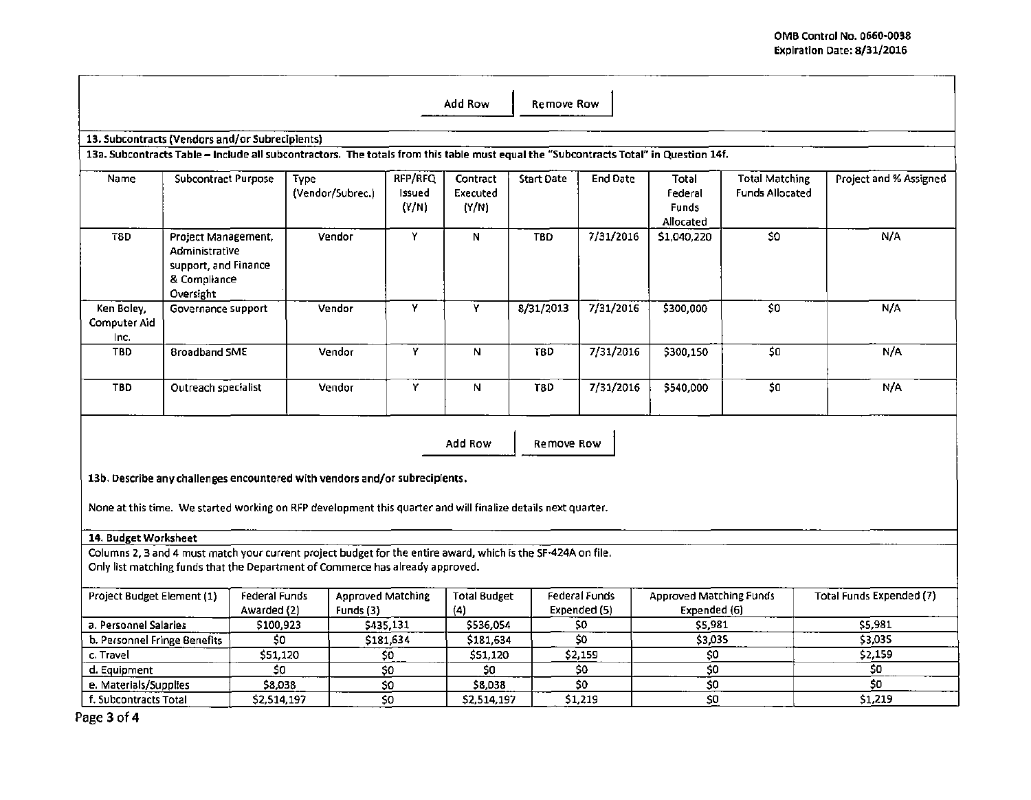OMB Control No. 0660-0038
Expiration Date: 8/31/2016

Add Row Remove Row

**13. Subcontracts (Vendors and/or Subrecipients)**

**13a. Subcontracts Table – Include all subcontractors. The totals from this table must equal the "Subcontracts Total" in Question 14f.**

| Name | Subcontract Purpose | Type (Vendor/Subrec.) | RFP/RFQ Issued (Y/N) | Contract Executed (Y/N) | Start Date | End Date | Total Federal Funds Allocated | Total Matching Funds Allocated | Project and % Assigned |
|---|---|---|---|---|---|---|---|---|---|
| TBD | Project Management, Administrative support, and Finance & Compliance Oversight | Vendor | Y | N | TBD | 7/31/2016 | $1,040,220 | $0 | N/A |
| Ken Boley, Computer Aid Inc. | Governance support | Vendor | Y | Y | 8/31/2013 | 7/31/2016 | $300,000 | $0 | N/A |
| TBD | Broadband SME | Vendor | Y | N | TBD | 7/31/2016 | $300,150 | $0 | N/A |
| TBD | Outreach specialist | Vendor | Y | N | TBD | 7/31/2016 | $540,000 | $0 | N/A |

Add Row Remove Row

**13b. Describe any challenges encountered with vendors and/or subrecipients.**

None at this time. We started working on RFP development this quarter and will finalize details next quarter.

**14. Budget Worksheet**

Columns 2, 3 and 4 must match your current project budget for the entire award, which is the SF-424A on file.
Only list matching funds that the Department of Commerce has already approved.

| Project Budget Element (1) | Federal Funds Awarded (2) | Approved Matching Funds (3) | Total Budget (4) | Federal Funds Expended (5) | Approved Matching Funds Expended (6) | Total Funds Expended (7) |
|---|---|---|---|---|---|---|
| a. Personnel Salaries | $100,923 | $435,131 | $536,054 | $0 | $5,981 | $5,981 |
| b. Personnel Fringe Benefits | $0 | $181,634 | $181,634 | $0 | $3,035 | $3,035 |
| c. Travel | $51,120 | $0 | $51,120 | $2,159 | $0 | $2,159 |
| d. Equipment | $0 | $0 | $0 | $0 | $0 | $0 |
| e. Materials/Supplies | $8,038 | $0 | $8,038 | $0 | $0 | $0 |
| f. Subcontracts Total | $2,514,197 | $0 | $2,514,197 | $1,219 | $0 | $1,219 |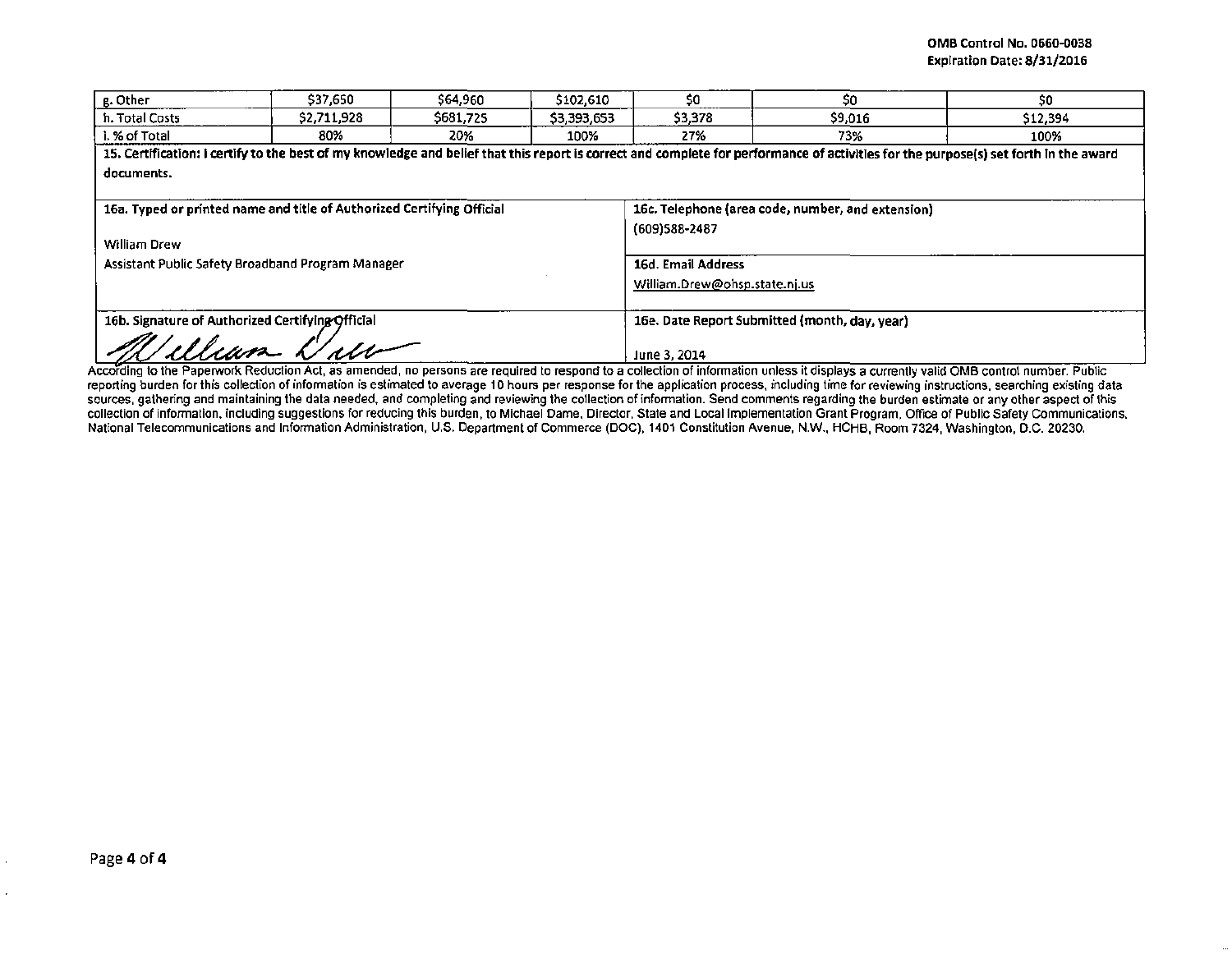| | | | | | | |
|---|---|---|---|---|---|---|
| g. Other | $37,650 | $64,960 | $102,610 | $0 | $0 | $0 |
| h. Total Costs | $2,711,928 | $681,725 | $3,393,653 | $3,378 | $9,016 | $12,394 |
| i. % of Total | 80% | 20% | 100% | 27% | 73% | 100% |

15. Certification: I certify to the best of my knowledge and belief that this report is correct and complete for performance of activities for the purpose(s) set forth in the award documents.

| | |
|---|---|
| 16a. Typed or printed name and title of Authorized Certifying Official<br><br>William Drew<br>Assistant Public Safety Broadband Program Manager | 16c. Telephone (area code, number, and extension)<br>(609)588-2487 |
| | 16d. Email Address<br>William.Drew@ohsp.state.nj.us |
| 16b. Signature of Authorized Certifying Official<br>William Drew | 16e. Date Report Submitted (month, day, year)<br><br>June 3, 2014 |

According to the Paperwork Reduction Act, as amended, no persons are required to respond to a collection of information unless it displays a currently valid OMB control number. Public reporting burden for this collection of information is estimated to average 10 hours per response for the application process, including time for reviewing instructions, searching existing data sources, gathering and maintaining the data needed, and completing and reviewing the collection of information. Send comments regarding the burden estimate or any other aspect of this collection of information, including suggestions for reducing this burden, to Michael Dame, Director, State and Local Implementation Grant Program, Office of Public Safety Communications, National Telecommunications and Information Administration, U.S. Department of Commerce (DOC), 1401 Constitution Avenue, N.W., HCHB, Room 7324, Washington, D.C. 20230.